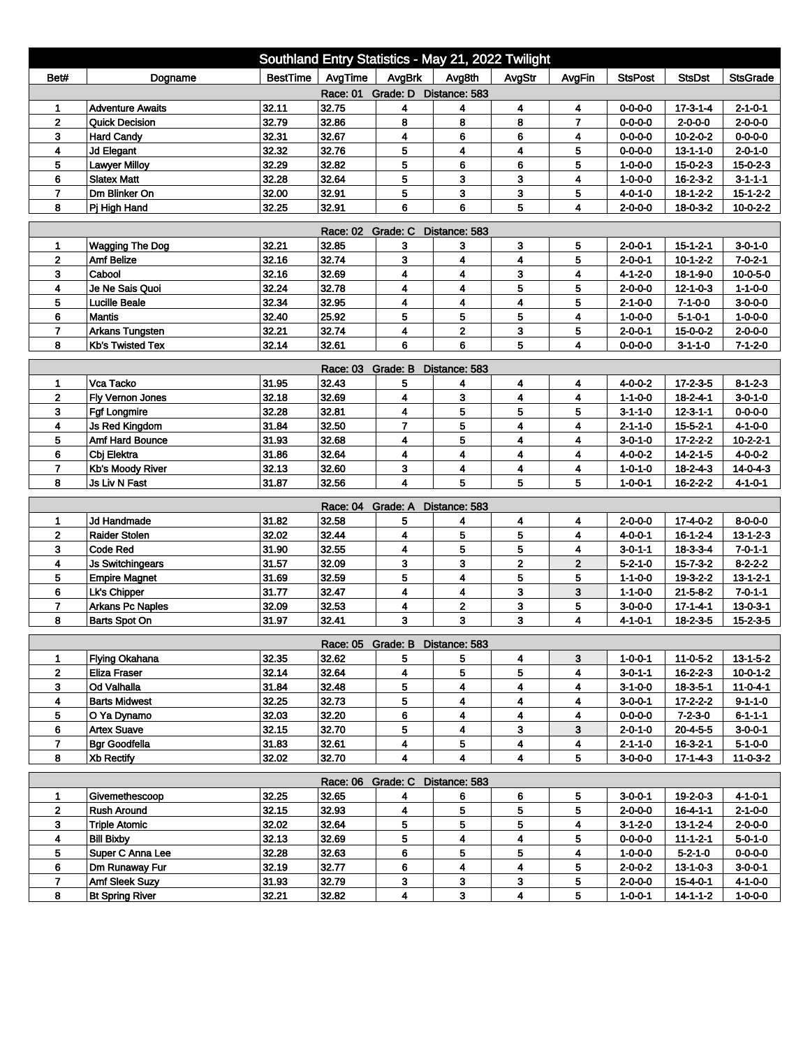# Southland Entry Statistics - May 21, 2022 Twilight

| Bet# | Dogname | BestTime | AvgTime | AvgBrk | Avg8th | AvgStr | AvgFin | StsPost | StsDst | StsGrade |
|---|---|---|---|---|---|---|---|---|---|---|
| | | | Race: 01 Grade: D Distance: 583 | | | | | | | |
| 1 | Adventure Awaits | 32.11 | 32.75 | 4 | 4 | 4 | 4 | 0-0-0-0 | 17-3-1-4 | 2-1-0-1 |
| 2 | Quick Decision | 32.79 | 32.86 | 8 | 8 | 8 | 7 | 0-0-0-0 | 2-0-0-0 | 2-0-0-0 |
| 3 | Hard Candy | 32.31 | 32.67 | 4 | 6 | 6 | 4 | 0-0-0-0 | 10-2-0-2 | 0-0-0-0 |
| 4 | Jd Elegant | 32.32 | 32.76 | 5 | 4 | 4 | 5 | 0-0-0-0 | 13-1-1-0 | 2-0-1-0 |
| 5 | Lawyer Milloy | 32.29 | 32.82 | 5 | 6 | 6 | 5 | 1-0-0-0 | 15-0-2-3 | 15-0-2-3 |
| 6 | Slatex Matt | 32.28 | 32.64 | 5 | 3 | 3 | 4 | 1-0-0-0 | 16-2-3-2 | 3-1-1-1 |
| 7 | Dm Blinker On | 32.00 | 32.91 | 5 | 3 | 3 | 5 | 4-0-1-0 | 18-1-2-2 | 15-1-2-2 |
| 8 | Pj High Hand | 32.25 | 32.91 | 6 | 6 | 5 | 4 | 2-0-0-0 | 18-0-3-2 | 10-0-2-2 |
| | | | Race: 02 Grade: C Distance: 583 | | | | | | | |
| 1 | Wagging The Dog | 32.21 | 32.85 | 3 | 3 | 3 | 5 | 2-0-0-1 | 15-1-2-1 | 3-0-1-0 |
| 2 | Amf Belize | 32.16 | 32.74 | 3 | 4 | 4 | 5 | 2-0-0-1 | 10-1-2-2 | 7-0-2-1 |
| 3 | Cabool | 32.16 | 32.69 | 4 | 4 | 3 | 4 | 4-1-2-0 | 18-1-9-0 | 10-0-5-0 |
| 4 | Je Ne Sais Quoi | 32.24 | 32.78 | 4 | 4 | 5 | 5 | 2-0-0-0 | 12-1-0-3 | 1-1-0-0 |
| 5 | Lucille Beale | 32.34 | 32.95 | 4 | 4 | 4 | 5 | 2-1-0-0 | 7-1-0-0 | 3-0-0-0 |
| 6 | Mantis | 32.40 | 25.92 | 5 | 5 | 5 | 4 | 1-0-0-0 | 5-1-0-1 | 1-0-0-0 |
| 7 | Arkans Tungsten | 32.21 | 32.74 | 4 | 2 | 3 | 5 | 2-0-0-1 | 15-0-0-2 | 2-0-0-0 |
| 8 | Kb's Twisted Tex | 32.14 | 32.61 | 6 | 6 | 5 | 4 | 0-0-0-0 | 3-1-1-0 | 7-1-2-0 |
| | | | Race: 03 Grade: B Distance: 583 | | | | | | | |
| 1 | Vca Tacko | 31.95 | 32.43 | 5 | 4 | 4 | 4 | 4-0-0-2 | 17-2-3-5 | 8-1-2-3 |
| 2 | Fly Vernon Jones | 32.18 | 32.69 | 4 | 3 | 4 | 4 | 1-1-0-0 | 18-2-4-1 | 3-0-1-0 |
| 3 | Fgf Longmire | 32.28 | 32.81 | 4 | 5 | 5 | 5 | 3-1-1-0 | 12-3-1-1 | 0-0-0-0 |
| 4 | Js Red Kingdom | 31.84 | 32.50 | 7 | 5 | 4 | 4 | 2-1-1-0 | 15-5-2-1 | 4-1-0-0 |
| 5 | Amf Hard Bounce | 31.93 | 32.68 | 4 | 5 | 4 | 4 | 3-0-1-0 | 17-2-2-2 | 10-2-2-1 |
| 6 | Cbj Elektra | 31.86 | 32.64 | 4 | 4 | 4 | 4 | 4-0-0-2 | 14-2-1-5 | 4-0-0-2 |
| 7 | Kb's Moody River | 32.13 | 32.60 | 3 | 4 | 4 | 4 | 1-0-1-0 | 18-2-4-3 | 14-0-4-3 |
| 8 | Js Liv N Fast | 31.87 | 32.56 | 4 | 5 | 5 | 5 | 1-0-0-1 | 16-2-2-2 | 4-1-0-1 |
| | | | Race: 04 Grade: A Distance: 583 | | | | | | | |
| 1 | Jd Handmade | 31.82 | 32.58 | 5 | 4 | 4 | 4 | 2-0-0-0 | 17-4-0-2 | 8-0-0-0 |
| 2 | Raider Stolen | 32.02 | 32.44 | 4 | 5 | 5 | 4 | 4-0-0-1 | 16-1-2-4 | 13-1-2-3 |
| 3 | Code Red | 31.90 | 32.55 | 4 | 5 | 5 | 4 | 3-0-1-1 | 18-3-3-4 | 7-0-1-1 |
| 4 | Js Switchingears | 31.57 | 32.09 | 3 | 3 | 2 | 2 | 5-2-1-0 | 15-7-3-2 | 8-2-2-2 |
| 5 | Empire Magnet | 31.69 | 32.59 | 5 | 4 | 5 | 5 | 1-1-0-0 | 19-3-2-2 | 13-1-2-1 |
| 6 | Lk's Chipper | 31.77 | 32.47 | 4 | 4 | 3 | 3 | 1-1-0-0 | 21-5-8-2 | 7-0-1-1 |
| 7 | Arkans Pc Naples | 32.09 | 32.53 | 4 | 2 | 3 | 5 | 3-0-0-0 | 17-1-4-1 | 13-0-3-1 |
| 8 | Barts Spot On | 31.97 | 32.41 | 3 | 3 | 3 | 4 | 4-1-0-1 | 18-2-3-5 | 15-2-3-5 |
| | | | Race: 05 Grade: B Distance: 583 | | | | | | | |
| 1 | Flying Okahana | 32.35 | 32.62 | 5 | 5 | 4 | 3 | 1-0-0-1 | 11-0-5-2 | 13-1-5-2 |
| 2 | Eliza Fraser | 32.14 | 32.64 | 4 | 5 | 5 | 4 | 3-0-1-1 | 16-2-2-3 | 10-0-1-2 |
| 3 | Od Valhalla | 31.84 | 32.48 | 5 | 4 | 4 | 4 | 3-1-0-0 | 18-3-5-1 | 11-0-4-1 |
| 4 | Barts Midwest | 32.25 | 32.73 | 5 | 4 | 4 | 4 | 3-0-0-1 | 17-2-2-2 | 9-1-1-0 |
| 5 | O Ya Dynamo | 32.03 | 32.20 | 6 | 4 | 4 | 4 | 0-0-0-0 | 7-2-3-0 | 6-1-1-1 |
| 6 | Artex Suave | 32.15 | 32.70 | 5 | 4 | 3 | 3 | 2-0-1-0 | 20-4-5-5 | 3-0-0-1 |
| 7 | Bgr Goodfella | 31.83 | 32.61 | 4 | 5 | 4 | 4 | 2-1-1-0 | 16-3-2-1 | 5-1-0-0 |
| 8 | Xb Rectify | 32.02 | 32.70 | 4 | 4 | 4 | 5 | 3-0-0-0 | 17-1-4-3 | 11-0-3-2 |
| | | | Race: 06 Grade: C Distance: 583 | | | | | | | |
| 1 | Givemethescoop | 32.25 | 32.65 | 4 | 6 | 6 | 5 | 3-0-0-1 | 19-2-0-3 | 4-1-0-1 |
| 2 | Rush Around | 32.15 | 32.93 | 4 | 5 | 5 | 5 | 2-0-0-0 | 16-4-1-1 | 2-1-0-0 |
| 3 | Triple Atomic | 32.02 | 32.64 | 5 | 5 | 5 | 4 | 3-1-2-0 | 13-1-2-4 | 2-0-0-0 |
| 4 | Bill Bixby | 32.13 | 32.69 | 5 | 4 | 4 | 5 | 0-0-0-0 | 11-1-2-1 | 5-0-1-0 |
| 5 | Super C Anna Lee | 32.28 | 32.63 | 6 | 5 | 5 | 4 | 1-0-0-0 | 5-2-1-0 | 0-0-0-0 |
| 6 | Dm Runaway Fur | 32.19 | 32.77 | 6 | 4 | 4 | 5 | 2-0-0-2 | 13-1-0-3 | 3-0-0-1 |
| 7 | Amf Sleek Suzy | 31.93 | 32.79 | 3 | 3 | 3 | 5 | 2-0-0-0 | 15-4-0-1 | 4-1-0-0 |
| 8 | Bt Spring River | 32.21 | 32.82 | 4 | 3 | 4 | 5 | 1-0-0-1 | 14-1-1-2 | 1-0-0-0 |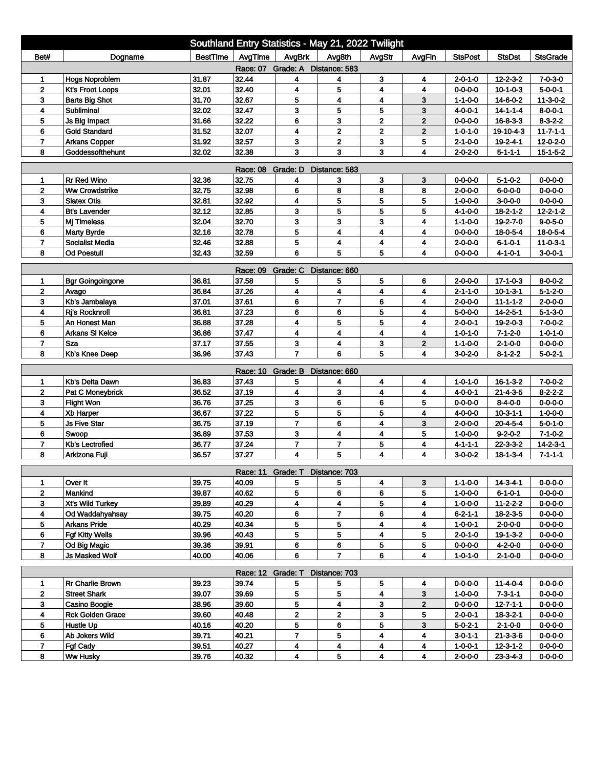## Southland Entry Statistics - May 21, 2022 Twilight

| Bet# | Dogname | BestTime | AvgTime | AvgBrk | Avg8th | AvgStr | AvgFin | StsPost | StsDst | StsGrade |
|---|---|---|---|---|---|---|---|---|---|---|
| Race: 07 Grade: A Distance: 583 | | | | | | | | | | |
| 1 | Hogs Noproblem | 31.87 | 32.44 | 4 | 4 | 3 | 4 | 2-0-1-0 | 12-2-3-2 | 7-0-3-0 |
| 2 | Kt's Froot Loops | 32.01 | 32.40 | 4 | 5 | 4 | 4 | 0-0-0-0 | 10-1-0-3 | 5-0-0-1 |
| 3 | Barts Big Shot | 31.70 | 32.67 | 5 | 4 | 4 | 3 | 1-1-0-0 | 14-6-0-2 | 11-3-0-2 |
| 4 | Subliminal | 32.02 | 32.47 | 3 | 5 | 5 | 3 | 4-0-0-1 | 14-1-1-4 | 8-0-0-1 |
| 5 | Js Big Impact | 31.66 | 32.22 | 6 | 3 | 2 | 2 | 0-0-0-0 | 16-8-3-3 | 8-3-2-2 |
| 6 | Gold Standard | 31.52 | 32.07 | 4 | 2 | 2 | 2 | 1-0-1-0 | 19-10-4-3 | 11-7-1-1 |
| 7 | Arkans Copper | 31.92 | 32.57 | 3 | 2 | 3 | 5 | 2-1-0-0 | 19-2-4-1 | 12-0-2-0 |
| 8 | Goddessofthehunt | 32.02 | 32.38 | 3 | 3 | 3 | 4 | 2-0-2-0 | 5-1-1-1 | 15-1-5-2 |
| Race: 08 Grade: D Distance: 583 | | | | | | | | | | |
| 1 | Rr Red Wino | 32.36 | 32.75 | 4 | 3 | 3 | 3 | 0-0-0-0 | 5-1-0-2 | 0-0-0-0 |
| 2 | Ww Crowdstrike | 32.75 | 32.98 | 6 | 8 | 8 | 8 | 2-0-0-0 | 6-0-0-0 | 0-0-0-0 |
| 3 | Slatex Otis | 32.81 | 32.92 | 4 | 5 | 5 | 5 | 1-0-0-0 | 3-0-0-0 | 0-0-0-0 |
| 4 | Bt's Lavender | 32.12 | 32.85 | 3 | 5 | 5 | 5 | 4-1-0-0 | 18-2-1-2 | 12-2-1-2 |
| 5 | Mj Timeless | 32.04 | 32.70 | 3 | 3 | 3 | 4 | 1-1-0-0 | 19-2-7-0 | 9-0-5-0 |
| 6 | Marty Byrde | 32.16 | 32.78 | 5 | 4 | 4 | 4 | 0-0-0-0 | 18-0-5-4 | 18-0-5-4 |
| 7 | Socialist Media | 32.46 | 32.88 | 5 | 4 | 4 | 4 | 2-0-0-0 | 6-1-0-1 | 11-0-3-1 |
| 8 | Od Poestull | 32.43 | 32.59 | 6 | 5 | 5 | 4 | 0-0-0-0 | 4-1-0-1 | 3-0-0-1 |
| Race: 09 Grade: C Distance: 660 | | | | | | | | | | |
| 1 | Bgr Goingoingone | 36.81 | 37.58 | 5 | 5 | 5 | 6 | 2-0-0-0 | 17-1-0-3 | 8-0-0-2 |
| 2 | Avago | 36.84 | 37.26 | 4 | 4 | 4 | 4 | 2-1-1-0 | 10-1-3-1 | 5-1-2-0 |
| 3 | Kb's Jambalaya | 37.01 | 37.61 | 6 | 7 | 6 | 4 | 2-0-0-0 | 11-1-1-2 | 2-0-0-0 |
| 4 | Rj's Rocknroll | 36.81 | 37.23 | 6 | 6 | 5 | 4 | 5-0-0-0 | 14-2-5-1 | 5-1-3-0 |
| 5 | An Honest Man | 36.88 | 37.28 | 4 | 5 | 5 | 4 | 2-0-0-1 | 19-2-0-3 | 7-0-0-2 |
| 6 | Arkans Sl Kelce | 36.86 | 37.47 | 4 | 4 | 4 | 4 | 1-0-1-0 | 7-1-2-0 | 1-0-1-0 |
| 7 | Sza | 37.17 | 37.55 | 3 | 4 | 3 | 2 | 1-1-0-0 | 2-1-0-0 | 0-0-0-0 |
| 8 | Kb's Knee Deep | 36.96 | 37.43 | 7 | 6 | 5 | 4 | 3-0-2-0 | 8-1-2-2 | 5-0-2-1 |
| Race: 10 Grade: B Distance: 660 | | | | | | | | | | |
| 1 | Kb's Delta Dawn | 36.83 | 37.43 | 5 | 4 | 4 | 4 | 1-0-1-0 | 16-1-3-2 | 7-0-0-2 |
| 2 | Pat C Moneybrick | 36.52 | 37.19 | 4 | 3 | 4 | 4 | 4-0-0-1 | 21-4-3-5 | 8-2-2-2 |
| 3 | Flight Won | 36.76 | 37.25 | 3 | 6 | 6 | 5 | 0-0-0-0 | 8-4-0-0 | 0-0-0-0 |
| 4 | Xb Harper | 36.67 | 37.22 | 5 | 5 | 5 | 4 | 4-0-0-0 | 10-3-1-1 | 1-0-0-0 |
| 5 | Js Five Star | 36.75 | 37.19 | 7 | 6 | 4 | 3 | 2-0-0-0 | 20-4-5-4 | 5-0-1-0 |
| 6 | Swoop | 36.89 | 37.53 | 3 | 4 | 4 | 5 | 1-0-0-0 | 9-2-0-2 | 7-1-0-2 |
| 7 | Kb's Lectrofied | 36.77 | 37.24 | 7 | 7 | 5 | 4 | 4-1-1-1 | 22-3-3-2 | 14-2-3-1 |
| 8 | Arkizona Fuji | 36.57 | 37.27 | 4 | 5 | 4 | 4 | 3-0-0-2 | 18-1-3-4 | 7-1-1-1 |
| Race: 11 Grade: T Distance: 703 | | | | | | | | | | |
| 1 | Over It | 39.75 | 40.09 | 5 | 5 | 4 | 3 | 1-1-0-0 | 14-3-4-1 | 0-0-0-0 |
| 2 | Mankind | 39.87 | 40.62 | 5 | 6 | 6 | 5 | 1-0-0-0 | 6-1-0-1 | 0-0-0-0 |
| 3 | Xt's Wild Turkey | 39.89 | 40.29 | 4 | 4 | 5 | 4 | 1-0-0-0 | 11-2-2-2 | 0-0-0-0 |
| 4 | Od Waddahyahsay | 39.75 | 40.20 | 6 | 7 | 6 | 4 | 6-2-1-1 | 18-2-3-5 | 0-0-0-0 |
| 5 | Arkans Pride | 40.29 | 40.34 | 5 | 5 | 4 | 4 | 1-0-0-1 | 2-0-0-0 | 0-0-0-0 |
| 6 | Fgf Kitty Wells | 39.96 | 40.43 | 5 | 5 | 4 | 5 | 2-0-1-0 | 19-1-3-2 | 0-0-0-0 |
| 7 | Od Big Magic | 39.36 | 39.91 | 6 | 6 | 5 | 5 | 0-0-0-0 | 4-2-0-0 | 0-0-0-0 |
| 8 | Js Masked Wolf | 40.00 | 40.06 | 6 | 7 | 6 | 4 | 1-0-1-0 | 2-1-0-0 | 0-0-0-0 |
| Race: 12 Grade: T Distance: 703 | | | | | | | | | | |
| 1 | Rr Charlie Brown | 39.23 | 39.74 | 5 | 5 | 5 | 4 | 0-0-0-0 | 11-4-0-4 | 0-0-0-0 |
| 2 | Street Shark | 39.07 | 39.69 | 5 | 5 | 4 | 3 | 1-0-0-0 | 7-3-1-1 | 0-0-0-0 |
| 3 | Casino Boogie | 38.96 | 39.60 | 5 | 4 | 3 | 2 | 0-0-0-0 | 12-7-1-1 | 0-0-0-0 |
| 4 | Rck Golden Grace | 39.60 | 40.48 | 2 | 2 | 3 | 5 | 2-0-0-1 | 18-3-2-1 | 0-0-0-0 |
| 5 | Hustle Up | 40.16 | 40.20 | 5 | 6 | 5 | 3 | 5-0-2-1 | 2-1-0-0 | 0-0-0-0 |
| 6 | Ab Jokers Wild | 39.71 | 40.21 | 7 | 5 | 4 | 4 | 3-0-1-1 | 21-3-3-6 | 0-0-0-0 |
| 7 | Fgf Cady | 39.51 | 40.27 | 4 | 4 | 4 | 4 | 1-0-0-1 | 12-3-1-2 | 0-0-0-0 |
| 8 | Ww Husky | 39.76 | 40.32 | 4 | 5 | 4 | 4 | 2-0-0-0 | 23-3-4-3 | 0-0-0-0 |